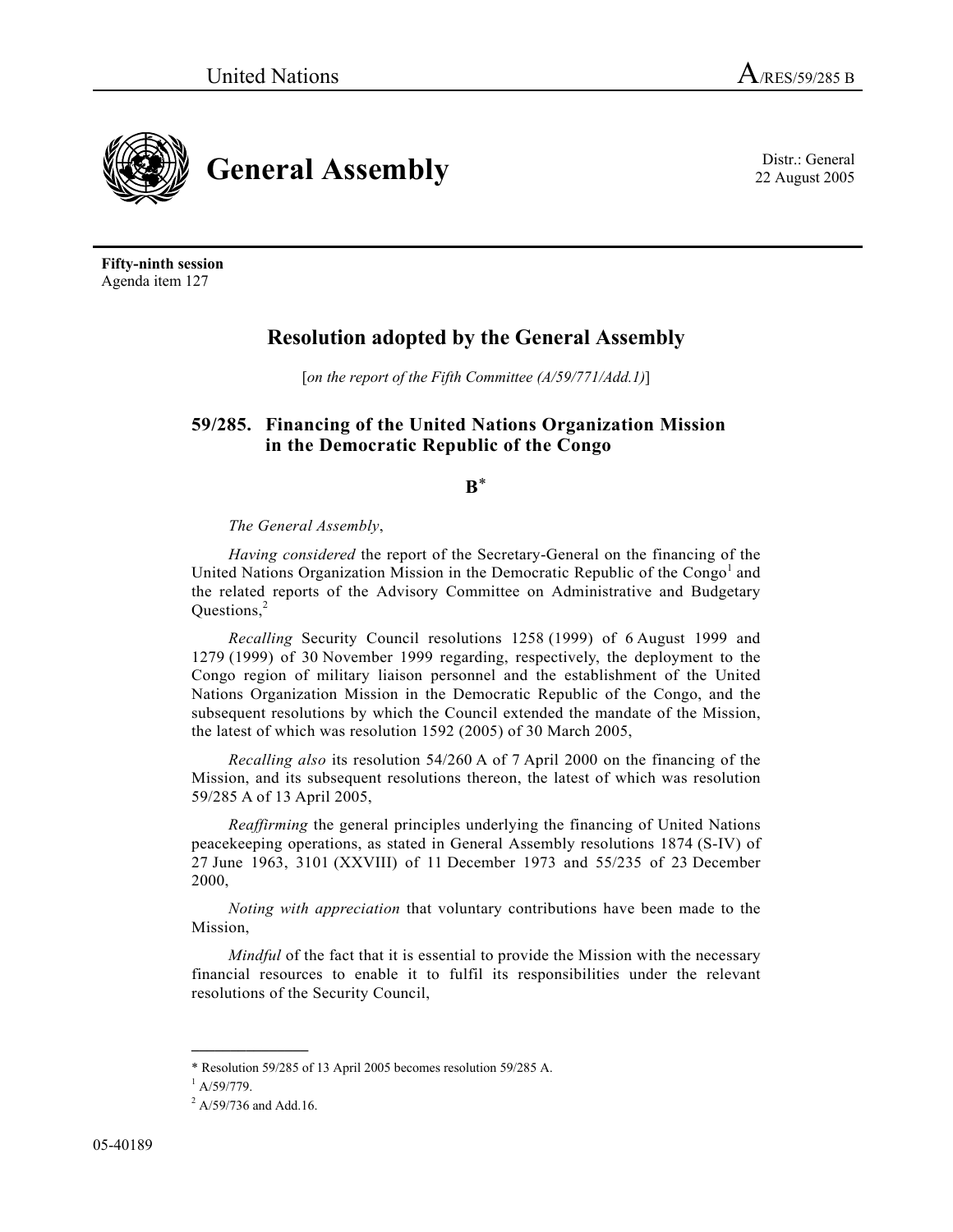United Nations A/RES/59/285 B

# General Assembly

Distr.: General
22 August 2005

**Fifty-ninth session**
Agenda item 127

## Resolution adopted by the General Assembly

[*on the report of the Fifth Committee (A/59/771/Add.1)*]

### 59/285. Financing of the United Nations Organization Mission in the Democratic Republic of the Congo

**B***

*The General Assembly*,

*Having considered* the report of the Secretary-General on the financing of the United Nations Organization Mission in the Democratic Republic of the Congo[1] and the related reports of the Advisory Committee on Administrative and Budgetary Questions,[2]

*Recalling* Security Council resolutions 1258 (1999) of 6 August 1999 and 1279 (1999) of 30 November 1999 regarding, respectively, the deployment to the Congo region of military liaison personnel and the establishment of the United Nations Organization Mission in the Democratic Republic of the Congo, and the subsequent resolutions by which the Council extended the mandate of the Mission, the latest of which was resolution 1592 (2005) of 30 March 2005,

*Recalling also* its resolution 54/260 A of 7 April 2000 on the financing of the Mission, and its subsequent resolutions thereon, the latest of which was resolution 59/285 A of 13 April 2005,

*Reaffirming* the general principles underlying the financing of United Nations peacekeeping operations, as stated in General Assembly resolutions 1874 (S-IV) of 27 June 1963, 3101 (XXVIII) of 11 December 1973 and 55/235 of 23 December 2000,

*Noting with appreciation* that voluntary contributions have been made to the Mission,

*Mindful* of the fact that it is essential to provide the Mission with the necessary financial resources to enable it to fulfil its responsibilities under the relevant resolutions of the Security Council,

---

* Resolution 59/285 of 13 April 2005 becomes resolution 59/285 A.

[1] A/59/779.

[2] A/59/736 and Add.16.

05-40189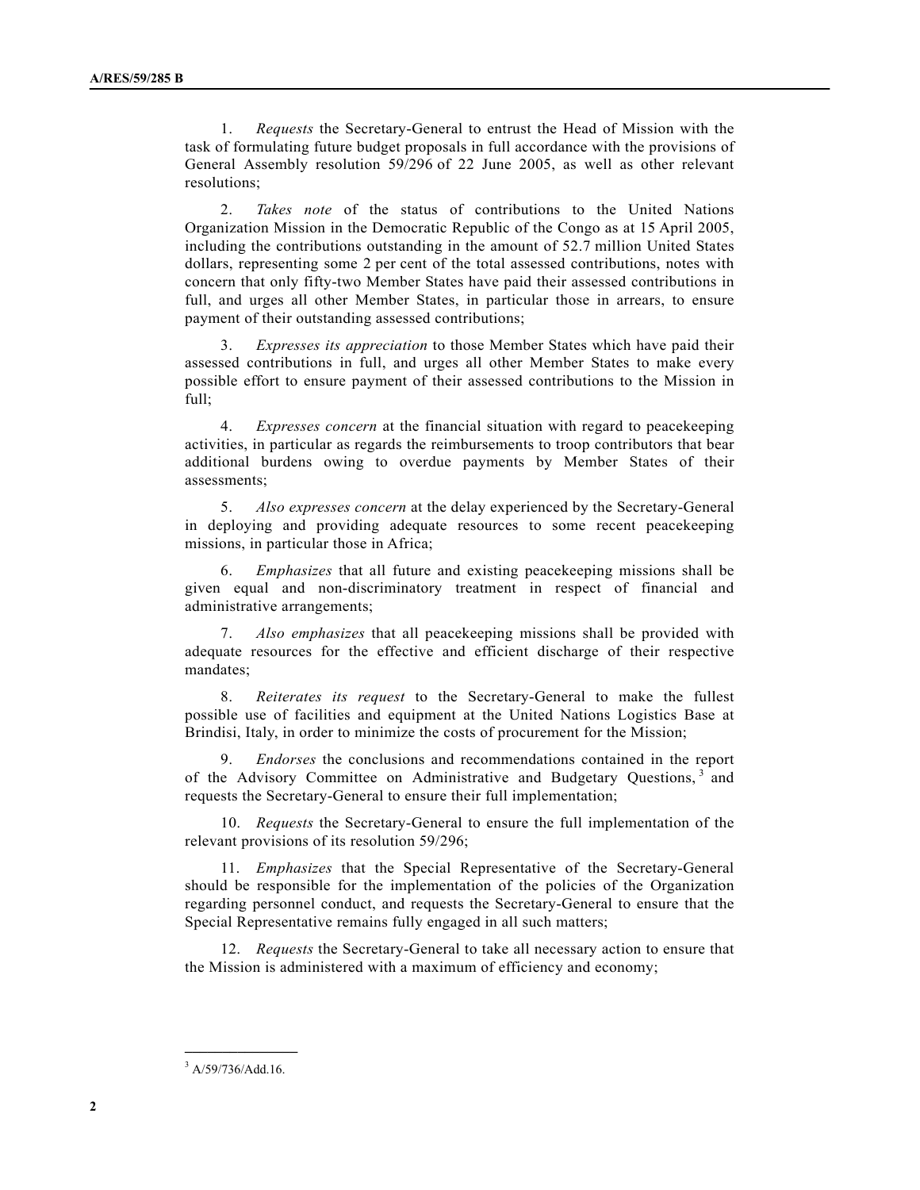1. *Requests* the Secretary-General to entrust the Head of Mission with the task of formulating future budget proposals in full accordance with the provisions of General Assembly resolution 59/296 of 22 June 2005, as well as other relevant resolutions;

2. *Takes note* of the status of contributions to the United Nations Organization Mission in the Democratic Republic of the Congo as at 15 April 2005, including the contributions outstanding in the amount of 52.7 million United States dollars, representing some 2 per cent of the total assessed contributions, notes with concern that only fifty-two Member States have paid their assessed contributions in full, and urges all other Member States, in particular those in arrears, to ensure payment of their outstanding assessed contributions;

3. *Expresses its appreciation* to those Member States which have paid their assessed contributions in full, and urges all other Member States to make every possible effort to ensure payment of their assessed contributions to the Mission in full;

4. *Expresses concern* at the financial situation with regard to peacekeeping activities, in particular as regards the reimbursements to troop contributors that bear additional burdens owing to overdue payments by Member States of their assessments;

5. *Also expresses concern* at the delay experienced by the Secretary-General in deploying and providing adequate resources to some recent peacekeeping missions, in particular those in Africa;

6. *Emphasizes* that all future and existing peacekeeping missions shall be given equal and non-discriminatory treatment in respect of financial and administrative arrangements;

7. *Also emphasizes* that all peacekeeping missions shall be provided with adequate resources for the effective and efficient discharge of their respective mandates;

8. *Reiterates its request* to the Secretary-General to make the fullest possible use of facilities and equipment at the United Nations Logistics Base at Brindisi, Italy, in order to minimize the costs of procurement for the Mission;

9. *Endorses* the conclusions and recommendations contained in the report of the Advisory Committee on Administrative and Budgetary Questions,[3] and requests the Secretary-General to ensure their full implementation;

10. *Requests* the Secretary-General to ensure the full implementation of the relevant provisions of its resolution 59/296;

11. *Emphasizes* that the Special Representative of the Secretary-General should be responsible for the implementation of the policies of the Organization regarding personnel conduct, and requests the Secretary-General to ensure that the Special Representative remains fully engaged in all such matters;

12. *Requests* the Secretary-General to take all necessary action to ensure that the Mission is administered with a maximum of efficiency and economy;

---

[3] A/59/736/Add.16.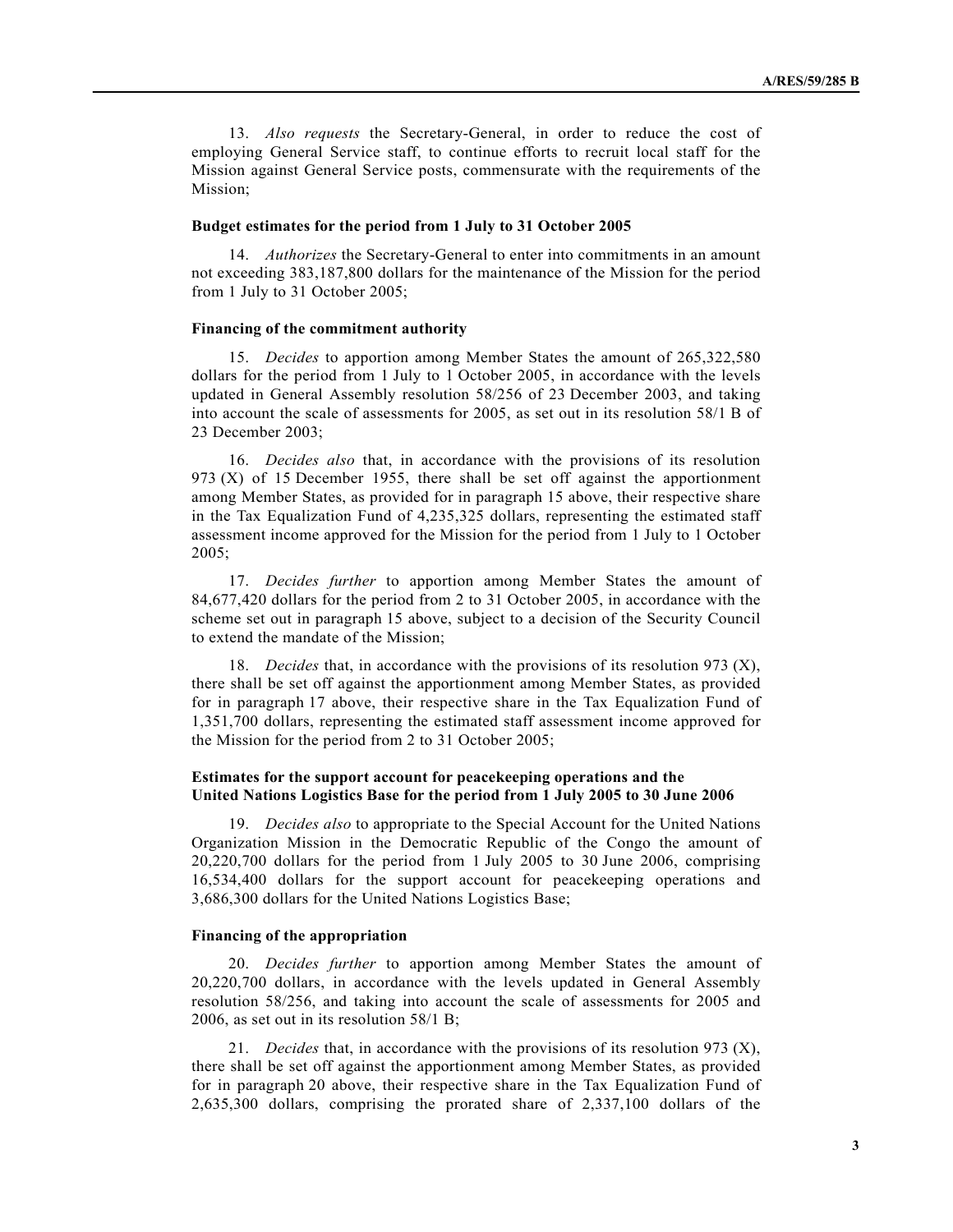13. *Also requests* the Secretary-General, in order to reduce the cost of employing General Service staff, to continue efforts to recruit local staff for the Mission against General Service posts, commensurate with the requirements of the Mission;

**Budget estimates for the period from 1 July to 31 October 2005**

14. *Authorizes* the Secretary-General to enter into commitments in an amount not exceeding 383,187,800 dollars for the maintenance of the Mission for the period from 1 July to 31 October 2005;

**Financing of the commitment authority**

15. *Decides* to apportion among Member States the amount of 265,322,580 dollars for the period from 1 July to 1 October 2005, in accordance with the levels updated in General Assembly resolution 58/256 of 23 December 2003, and taking into account the scale of assessments for 2005, as set out in its resolution 58/1 B of 23 December 2003;

16. *Decides also* that, in accordance with the provisions of its resolution 973 (X) of 15 December 1955, there shall be set off against the apportionment among Member States, as provided for in paragraph 15 above, their respective share in the Tax Equalization Fund of 4,235,325 dollars, representing the estimated staff assessment income approved for the Mission for the period from 1 July to 1 October 2005;

17. *Decides further* to apportion among Member States the amount of 84,677,420 dollars for the period from 2 to 31 October 2005, in accordance with the scheme set out in paragraph 15 above, subject to a decision of the Security Council to extend the mandate of the Mission;

18. *Decides* that, in accordance with the provisions of its resolution 973 (X), there shall be set off against the apportionment among Member States, as provided for in paragraph 17 above, their respective share in the Tax Equalization Fund of 1,351,700 dollars, representing the estimated staff assessment income approved for the Mission for the period from 2 to 31 October 2005;

**Estimates for the support account for peacekeeping operations and the United Nations Logistics Base for the period from 1 July 2005 to 30 June 2006**

19. *Decides also* to appropriate to the Special Account for the United Nations Organization Mission in the Democratic Republic of the Congo the amount of 20,220,700 dollars for the period from 1 July 2005 to 30 June 2006, comprising 16,534,400 dollars for the support account for peacekeeping operations and 3,686,300 dollars for the United Nations Logistics Base;

**Financing of the appropriation**

20. *Decides further* to apportion among Member States the amount of 20,220,700 dollars, in accordance with the levels updated in General Assembly resolution 58/256, and taking into account the scale of assessments for 2005 and 2006, as set out in its resolution 58/1 B;

21. *Decides* that, in accordance with the provisions of its resolution 973 (X), there shall be set off against the apportionment among Member States, as provided for in paragraph 20 above, their respective share in the Tax Equalization Fund of 2,635,300 dollars, comprising the prorated share of 2,337,100 dollars of the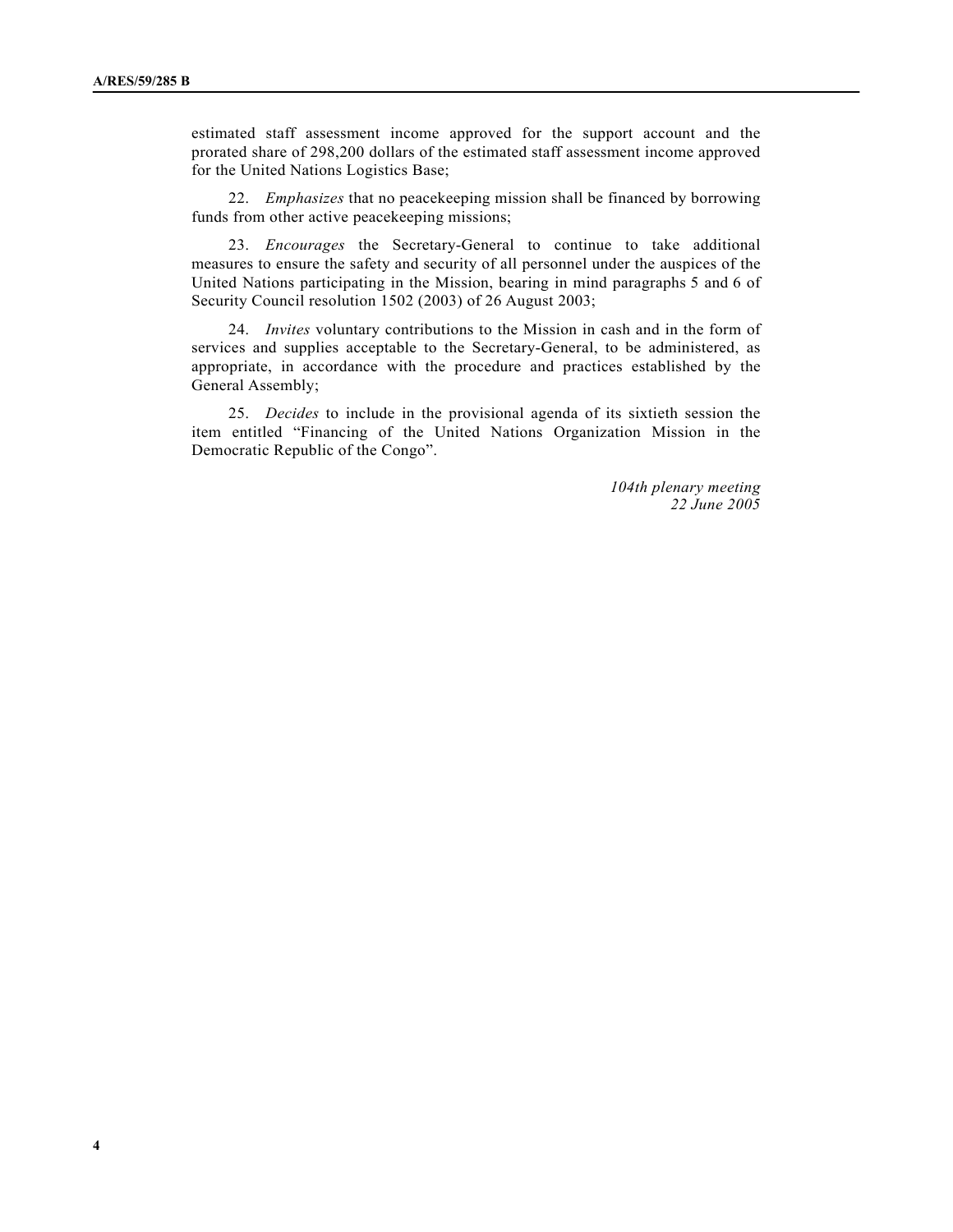estimated staff assessment income approved for the support account and the prorated share of 298,200 dollars of the estimated staff assessment income approved for the United Nations Logistics Base;

22. *Emphasizes* that no peacekeeping mission shall be financed by borrowing funds from other active peacekeeping missions;

23. *Encourages* the Secretary-General to continue to take additional measures to ensure the safety and security of all personnel under the auspices of the United Nations participating in the Mission, bearing in mind paragraphs 5 and 6 of Security Council resolution 1502 (2003) of 26 August 2003;

24. *Invites* voluntary contributions to the Mission in cash and in the form of services and supplies acceptable to the Secretary-General, to be administered, as appropriate, in accordance with the procedure and practices established by the General Assembly;

25. *Decides* to include in the provisional agenda of its sixtieth session the item entitled "Financing of the United Nations Organization Mission in the Democratic Republic of the Congo".

*104th plenary meeting*
*22 June 2005*